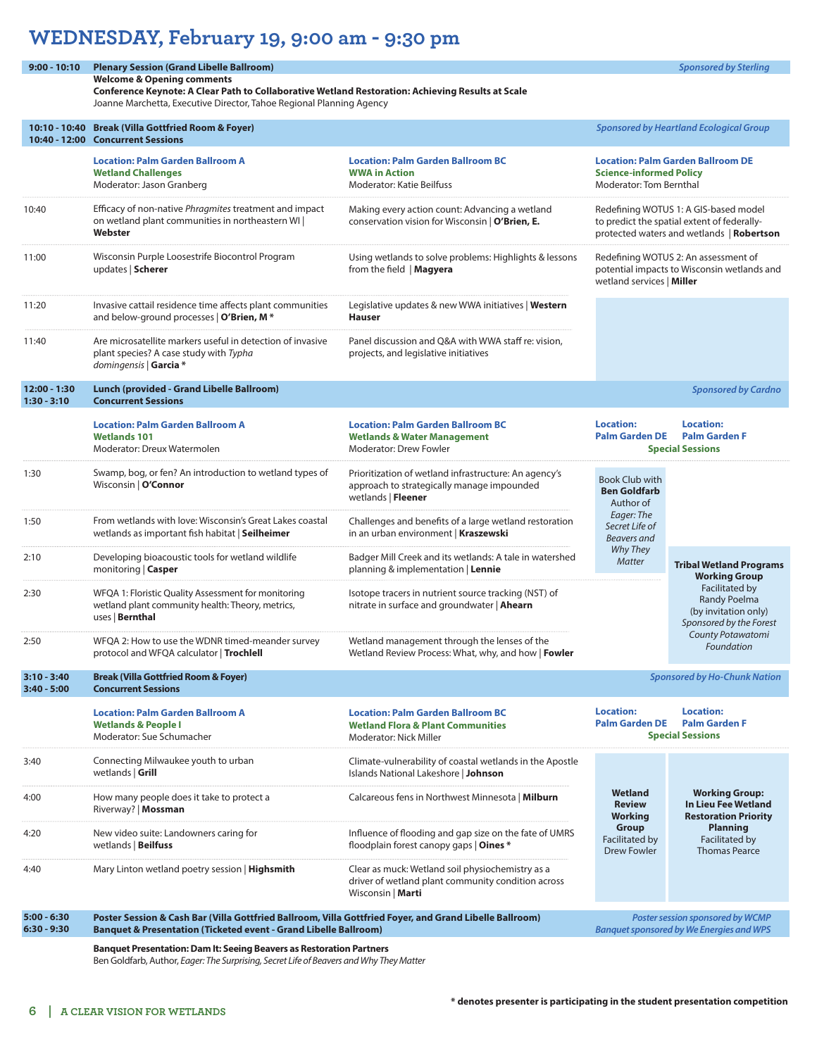# WEDNESDAY, February 19, 9:00 am - 9:30 pm

**9:00 - 10:10 Plenary Session (Grand Libelle Ballroom)** — *Sponsored by Sterling*

**Welcome & Opening comments**

**Conference Keynote: A Clear Path to Collaborative Wetland Restoration: Achieving Results at Scale**
Joanne Marchetta, Executive Director, Tahoe Regional Planning Agency

**10:10 - 10:40 Break (Villa Gottfried Room & Foyer)** — *Sponsored by Heartland Ecological Group*

**10:40 - 12:00 Concurrent Sessions**

| Time | Location: Palm Garden Ballroom A<br>**Wetland Challenges**<br>Moderator: Jason Granberg | Location: Palm Garden Ballroom BC<br>**WWA in Action**<br>Moderator: Katie Beilfuss | Location: Palm Garden Ballroom DE<br>**Science-informed Policy**<br>Moderator: Tom Bernthal |
|---|---|---|---|
| 10:40 | Efficacy of non-native *Phragmites* treatment and impact on wetland plant communities in northeastern WI \| **Webster** | Making every action count: Advancing a wetland conservation vision for Wisconsin \| **O'Brien, E.** | Redefining WOTUS 1: A GIS-based model to predict the spatial extent of federally-protected waters and wetlands \| **Robertson** |
| 11:00 | Wisconsin Purple Loosestrife Biocontrol Program updates \| **Scherer** | Using wetlands to solve problems: Highlights & lessons from the field \| **Magyera** | Redefining WOTUS 2: An assessment of potential impacts to Wisconsin wetlands and wetland services \| **Miller** |
| 11:20 | Invasive cattail residence time affects plant communities and below-ground processes \| **O'Brien, M \*** | Legislative updates & new WWA initiatives \| **Western Hauser** | |
| 11:40 | Are microsatellite markers useful in detection of invasive plant species? A case study with *Typha domingensis* \| **Garcia \*** | Panel discussion and Q&A with WWA staff re: vision, projects, and legislative initiatives | |

**12:00 - 1:30 Lunch (provided - Grand Libelle Ballroom)** — *Sponsored by Cardno*

**1:30 - 3:10 Concurrent Sessions**

| Time | Location: Palm Garden Ballroom A<br>**Wetlands 101**<br>Moderator: Dreux Watermolen | Location: Palm Garden Ballroom BC<br>**Wetlands & Water Management**<br>Moderator: Drew Fowler | Location: Palm Garden DE<br>**Special Sessions** | Location: Palm Garden F<br>**Special Sessions** |
|---|---|---|---|---|
| 1:30 | Swamp, bog, or fen? An introduction to wetland types of Wisconsin \| **O'Connor** | Prioritization of wetland infrastructure: An agency's approach to strategically manage impounded wetlands \| **Fleener** | Book Club with **Ben Goldfarb** Author of *Eager: The Secret Life of Beavers and Why They Matter* | |
| 1:50 | From wetlands with love: Wisconsin's Great Lakes coastal wetlands as important fish habitat \| **Seilheimer** | Challenges and benefits of a large wetland restoration in an urban environment \| **Kraszewski** | | |
| 2:10 | Developing bioacoustic tools for wetland wildlife monitoring \| **Casper** | Badger Mill Creek and its wetlands: A tale in watershed planning & implementation \| **Lennie** | | **Tribal Wetland Programs Working Group** Facilitated by Randy Poelma (by invitation only) *Sponsored by the Forest County Potawatomi Foundation* |
| 2:30 | WFQA 1: Floristic Quality Assessment for monitoring wetland plant community health: Theory, metrics, uses \| **Bernthal** | Isotope tracers in nutrient source tracking (NST) of nitrate in surface and groundwater \| **Ahearn** | | |
| 2:50 | WFQA 2: How to use the WDNR timed-meander survey protocol and WFQA calculator \| **Trochlell** | Wetland management through the lenses of the Wetland Review Process: What, why, and how \| **Fowler** | | |

**3:10 - 3:40 Break (Villa Gottfried Room & Foyer)** — *Sponsored by Ho-Chunk Nation*

**3:40 - 5:00 Concurrent Sessions**

| Time | Location: Palm Garden Ballroom A<br>**Wetlands & People I**<br>Moderator: Sue Schumacher | Location: Palm Garden Ballroom BC<br>**Wetland Flora & Plant Communities**<br>Moderator: Nick Miller | Location: Palm Garden DE<br>**Special Sessions** | Location: Palm Garden F<br>**Special Sessions** |
|---|---|---|---|---|
| 3:40 | Connecting Milwaukee youth to urban wetlands \| **Grill** | Climate-vulnerability of coastal wetlands in the Apostle Islands National Lakeshore \| **Johnson** | **Wetland Review Working Group** Facilitated by Drew Fowler | **Working Group: In Lieu Fee Wetland Restoration Priority Planning** Facilitated by Thomas Pearce |
| 4:00 | How many people does it take to protect a Riverway? \| **Mossman** | Calcareous fens in Northwest Minnesota \| **Milburn** | | |
| 4:20 | New video suite: Landowners caring for wetlands \| **Beilfuss** | Influence of flooding and gap size on the fate of UMRS floodplain forest canopy gaps \| **Oines \*** | | |
| 4:40 | Mary Linton wetland poetry session \| **Highsmith** | Clear as muck: Wetland soil physiochemistry as a driver of wetland plant community condition across Wisconsin \| **Marti** | | |

**5:00 - 6:30 Poster Session & Cash Bar (Villa Gottfried Ballroom, Villa Gottfried Foyer, and Grand Libelle Ballroom)** — *Poster session sponsored by WCMP*

**6:30 - 9:30 Banquet & Presentation (Ticketed event - Grand Libelle Ballroom)** — *Banquet sponsored by We Energies and WPS*

**Banquet Presentation: Dam It: Seeing Beavers as Restoration Partners**
Ben Goldfarb, Author, *Eager: The Surprising, Secret Life of Beavers and Why They Matter*

**\* denotes presenter is participating in the student presentation competition**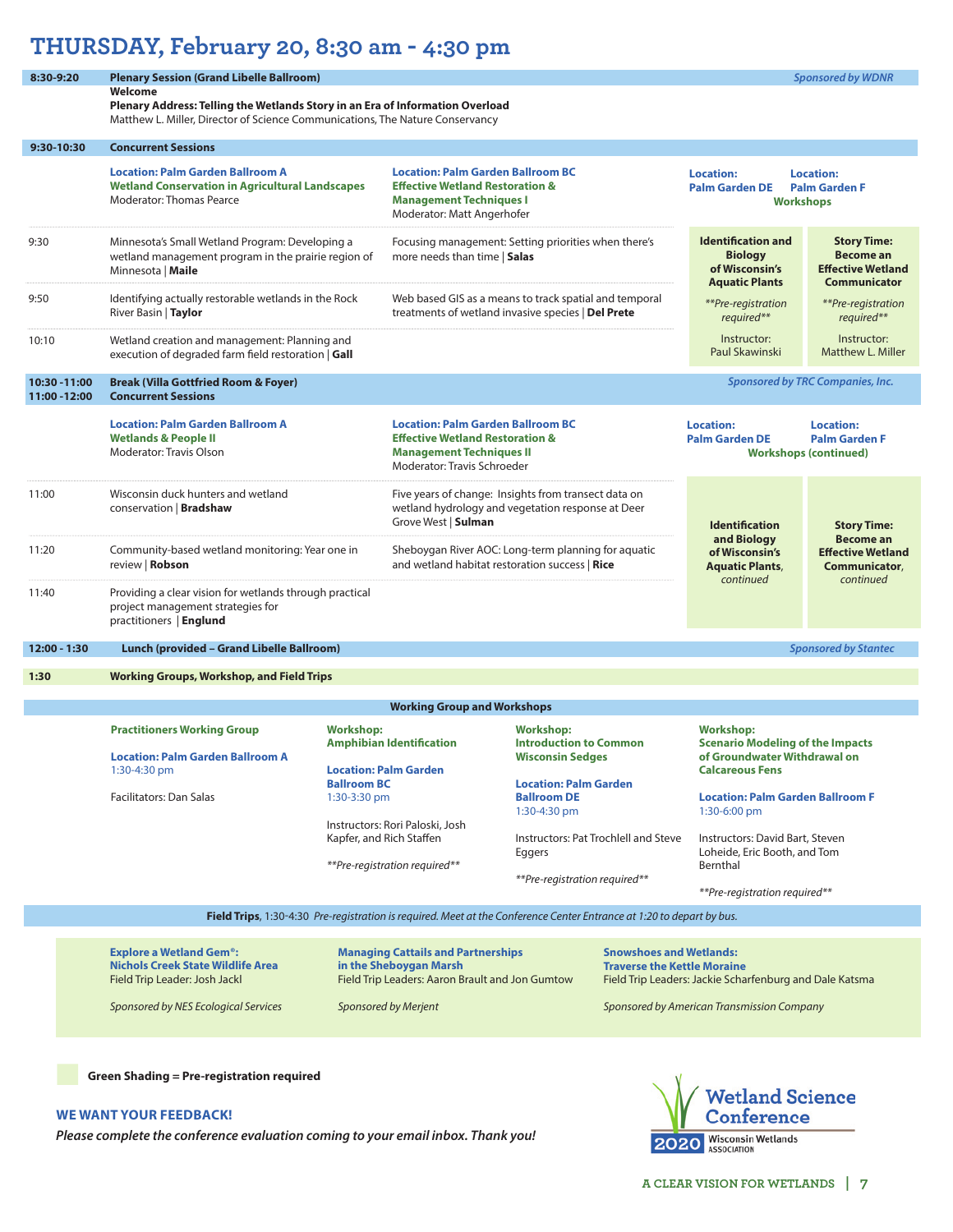# THURSDAY, February 20, 8:30 am - 4:30 pm

**8:30-9:20** **Plenary Session (Grand Libelle Ballroom)** *Sponsored by WDNR*

**Welcome**

**Plenary Address: Telling the Wetlands Story in an Era of Information Overload**
Matthew L. Miller, Director of Science Communications, The Nature Conservancy

**9:30-10:30** **Concurrent Sessions**

| Time | Location: Palm Garden Ballroom A<br>**Wetland Conservation in Agricultural Landscapes**<br>Moderator: Thomas Pearce | Location: Palm Garden Ballroom BC<br>**Effective Wetland Restoration & Management Techniques I**<br>Moderator: Matt Angerhofer | Location: Palm Garden DE (Workshops) | Location: Palm Garden F (Workshops) |
|---|---|---|---|---|
| 9:30 | Minnesota's Small Wetland Program: Developing a wetland management program in the prairie region of Minnesota \| **Maile** | Focusing management: Setting priorities when there's more needs than time \| **Salas** | **Identification and Biology of Wisconsin's Aquatic Plants**<br>*\*\*Pre-registration required\*\**<br>Instructor: Paul Skawinski | **Story Time: Become an Effective Wetland Communicator**<br>*\*\*Pre-registration required\*\**<br>Instructor: Matthew L. Miller |
| 9:50 | Identifying actually restorable wetlands in the Rock River Basin \| **Taylor** | Web based GIS as a means to track spatial and temporal treatments of wetland invasive species \| **Del Prete** | | |
| 10:10 | Wetland creation and management: Planning and execution of degraded farm field restoration \| **Gall** | | | |

**10:30-11:00** **Break (Villa Gottfried Room & Foyer)** *Sponsored by TRC Companies, Inc.*

**11:00-12:00** **Concurrent Sessions**

| Time | Location: Palm Garden Ballroom A<br>**Wetlands & People II**<br>Moderator: Travis Olson | Location: Palm Garden Ballroom BC<br>**Effective Wetland Restoration & Management Techniques II**<br>Moderator: Travis Schroeder | Location: Palm Garden DE (Workshops continued) | Location: Palm Garden F (Workshops continued) |
|---|---|---|---|---|
| 11:00 | Wisconsin duck hunters and wetland conservation \| **Bradshaw** | Five years of change: Insights from transect data on wetland hydrology and vegetation response at Deer Grove West \| **Sulman** | **Identification and Biology of Wisconsin's Aquatic Plants**, *continued* | **Story Time: Become an Effective Wetland Communicator**, *continued* |
| 11:20 | Community-based wetland monitoring: Year one in review \| **Robson** | Sheboygan River AOC: Long-term planning for aquatic and wetland habitat restoration success \| **Rice** | | |
| 11:40 | Providing a clear vision for wetlands through practical project management strategies for practitioners \| **Englund** | | | |

**12:00 - 1:30** **Lunch (provided – Grand Libelle Ballroom)** *Sponsored by Stantec*

**1:30** **Working Groups, Workshop, and Field Trips**

## Working Group and Workshops

**Practitioners Working Group**
Location: Palm Garden Ballroom A
1:30-4:30 pm
Facilitators: Dan Salas

**Workshop: Amphibian Identification**
Location: Palm Garden Ballroom BC
1:30-3:30 pm
Instructors: Rori Paloski, Josh Kapfer, and Rich Staffen
*\*\*Pre-registration required\*\**

**Workshop: Introduction to Common Wisconsin Sedges**
Location: Palm Garden Ballroom DE
1:30-4:30 pm
Instructors: Pat Trochlell and Steve Eggers
*\*\*Pre-registration required\*\**

**Workshop: Scenario Modeling of the Impacts of Groundwater Withdrawal on Calcareous Fens**
Location: Palm Garden Ballroom F
1:30-6:00 pm
Instructors: David Bart, Steven Loheide, Eric Booth, and Tom Bernthal
*\*\*Pre-registration required\*\**

**Field Trips**, 1:30-4:30 *Pre-registration is required. Meet at the Conference Center Entrance at 1:20 to depart by bus.*

**Explore a Wetland Gem®: Nichols Creek State Wildlife Area**
Field Trip Leader: Josh Jackl
*Sponsored by NES Ecological Services*

**Managing Cattails and Partnerships in the Sheboygan Marsh**
Field Trip Leaders: Aaron Brault and Jon Gumtow
*Sponsored by Merjent*

**Snowshoes and Wetlands: Traverse the Kettle Moraine**
Field Trip Leaders: Jackie Scharfenburg and Dale Katsma
*Sponsored by American Transmission Company*

**Green Shading = Pre-registration required**

**WE WANT YOUR FEEDBACK!**
***Please complete the conference evaluation coming to your email inbox. Thank you!***

Wetland Science Conference 2020 — Wisconsin Wetlands Association

A CLEAR VISION FOR WETLANDS